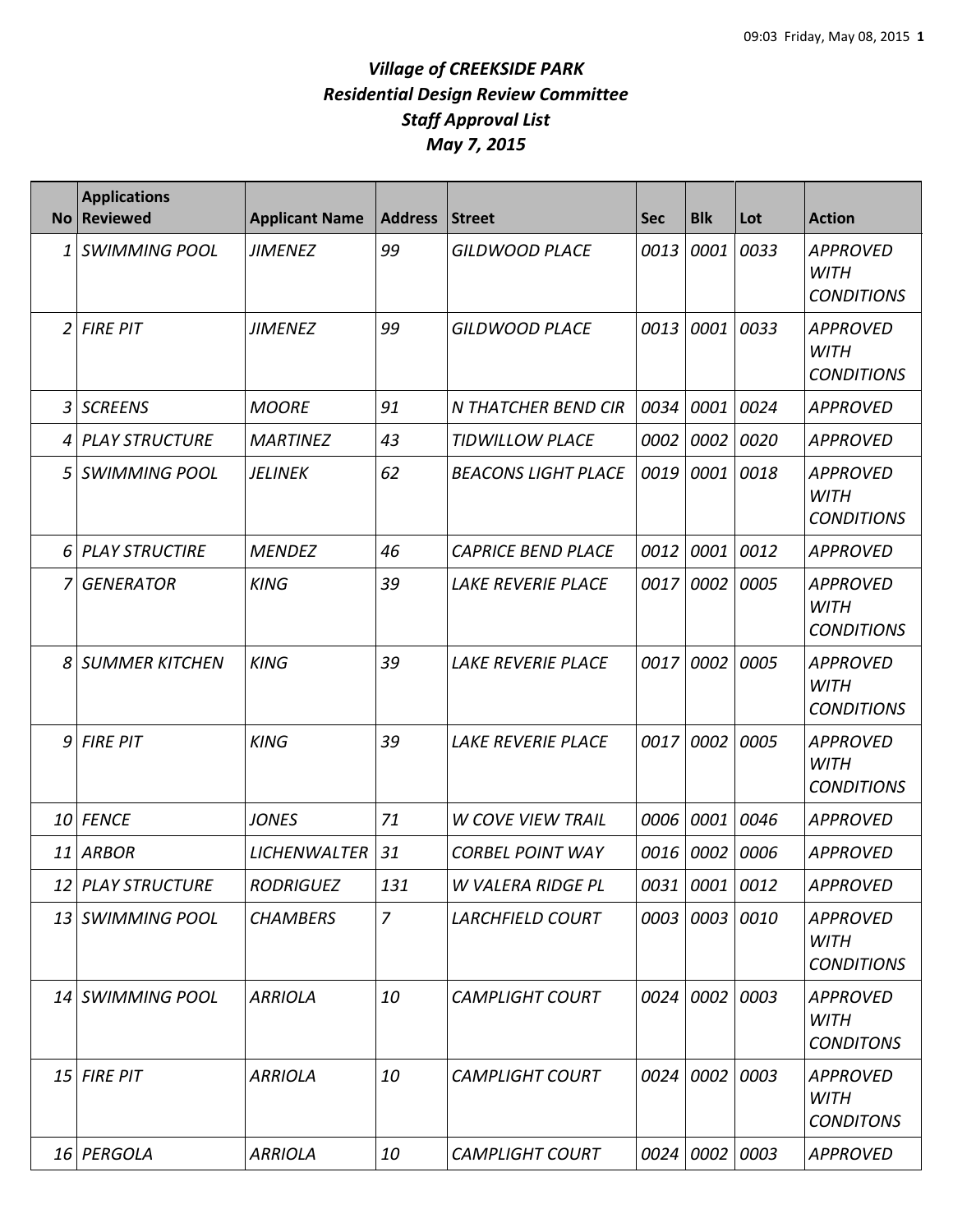# *Village of CREEKSIDE PARK*
## *Residential Design Review Committee*
## *Staff Approval List*
## *May 7, 2015*

| No | Applications Reviewed | Applicant Name | Address | Street | Sec | Blk | Lot | Action |
|---|---|---|---|---|---|---|---|---|
| 1 | SWIMMING POOL | JIMENEZ | 99 | GILDWOOD PLACE | 0013 | 0001 | 0033 | APPROVED WITH CONDITIONS |
| 2 | FIRE PIT | JIMENEZ | 99 | GILDWOOD PLACE | 0013 | 0001 | 0033 | APPROVED WITH CONDITIONS |
| 3 | SCREENS | MOORE | 91 | N THATCHER BEND CIR | 0034 | 0001 | 0024 | APPROVED |
| 4 | PLAY STRUCTURE | MARTINEZ | 43 | TIDWILLOW PLACE | 0002 | 0002 | 0020 | APPROVED |
| 5 | SWIMMING POOL | JELINEK | 62 | BEACONS LIGHT PLACE | 0019 | 0001 | 0018 | APPROVED WITH CONDITIONS |
| 6 | PLAY STRUCTIRE | MENDEZ | 46 | CAPRICE BEND PLACE | 0012 | 0001 | 0012 | APPROVED |
| 7 | GENERATOR | KING | 39 | LAKE REVERIE PLACE | 0017 | 0002 | 0005 | APPROVED WITH CONDITIONS |
| 8 | SUMMER KITCHEN | KING | 39 | LAKE REVERIE PLACE | 0017 | 0002 | 0005 | APPROVED WITH CONDITIONS |
| 9 | FIRE PIT | KING | 39 | LAKE REVERIE PLACE | 0017 | 0002 | 0005 | APPROVED WITH CONDITIONS |
| 10 | FENCE | JONES | 71 | W COVE VIEW TRAIL | 0006 | 0001 | 0046 | APPROVED |
| 11 | ARBOR | LICHENWALTER | 31 | CORBEL POINT WAY | 0016 | 0002 | 0006 | APPROVED |
| 12 | PLAY STRUCTURE | RODRIGUEZ | 131 | W VALERA RIDGE PL | 0031 | 0001 | 0012 | APPROVED |
| 13 | SWIMMING POOL | CHAMBERS | 7 | LARCHFIELD COURT | 0003 | 0003 | 0010 | APPROVED WITH CONDITIONS |
| 14 | SWIMMING POOL | ARRIOLA | 10 | CAMPLIGHT COURT | 0024 | 0002 | 0003 | APPROVED WITH CONDITONS |
| 15 | FIRE PIT | ARRIOLA | 10 | CAMPLIGHT COURT | 0024 | 0002 | 0003 | APPROVED WITH CONDITONS |
| 16 | PERGOLA | ARRIOLA | 10 | CAMPLIGHT COURT | 0024 | 0002 | 0003 | APPROVED |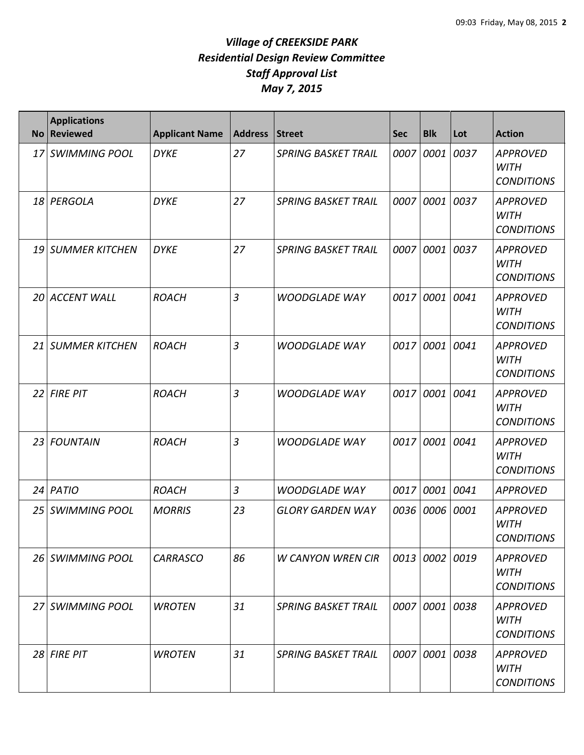# *Village of CREEKSIDE PARK*
## *Residential Design Review Committee*
## *Staff Approval List*
## *May 7, 2015*

| No | Applications Reviewed | Applicant Name | Address | Street | Sec | Blk | Lot | Action |
|---|---|---|---|---|---|---|---|---|
| 17 | SWIMMING POOL | DYKE | 27 | SPRING BASKET TRAIL | 0007 | 0001 | 0037 | APPROVED WITH CONDITIONS |
| 18 | PERGOLA | DYKE | 27 | SPRING BASKET TRAIL | 0007 | 0001 | 0037 | APPROVED WITH CONDITIONS |
| 19 | SUMMER KITCHEN | DYKE | 27 | SPRING BASKET TRAIL | 0007 | 0001 | 0037 | APPROVED WITH CONDITIONS |
| 20 | ACCENT WALL | ROACH | 3 | WOODGLADE WAY | 0017 | 0001 | 0041 | APPROVED WITH CONDITIONS |
| 21 | SUMMER KITCHEN | ROACH | 3 | WOODGLADE WAY | 0017 | 0001 | 0041 | APPROVED WITH CONDITIONS |
| 22 | FIRE PIT | ROACH | 3 | WOODGLADE WAY | 0017 | 0001 | 0041 | APPROVED WITH CONDITIONS |
| 23 | FOUNTAIN | ROACH | 3 | WOODGLADE WAY | 0017 | 0001 | 0041 | APPROVED WITH CONDITIONS |
| 24 | PATIO | ROACH | 3 | WOODGLADE WAY | 0017 | 0001 | 0041 | APPROVED |
| 25 | SWIMMING POOL | MORRIS | 23 | GLORY GARDEN WAY | 0036 | 0006 | 0001 | APPROVED WITH CONDITIONS |
| 26 | SWIMMING POOL | CARRASCO | 86 | W CANYON WREN CIR | 0013 | 0002 | 0019 | APPROVED WITH CONDITIONS |
| 27 | SWIMMING POOL | WROTEN | 31 | SPRING BASKET TRAIL | 0007 | 0001 | 0038 | APPROVED WITH CONDITIONS |
| 28 | FIRE PIT | WROTEN | 31 | SPRING BASKET TRAIL | 0007 | 0001 | 0038 | APPROVED WITH CONDITIONS |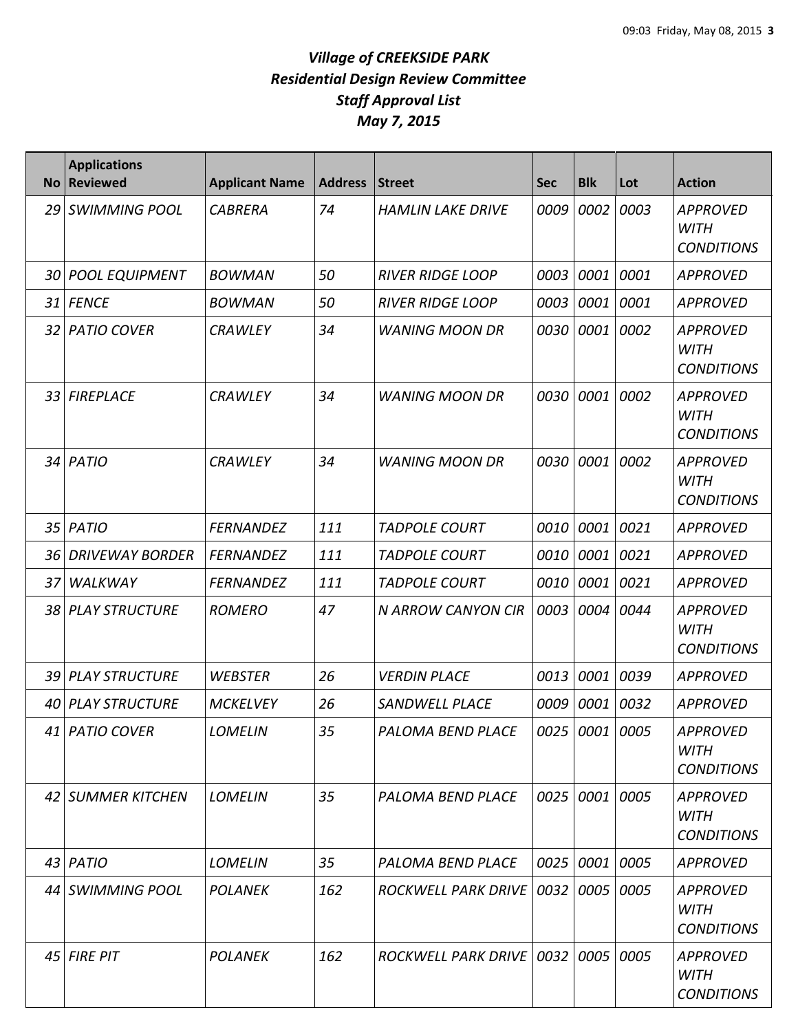# *Village of CREEKSIDE PARK*
## *Residential Design Review Committee*
## *Staff Approval List*
## *May 7, 2015*

| No | Applications Reviewed | Applicant Name | Address | Street | Sec | Blk | Lot | Action |
|---|---|---|---|---|---|---|---|---|
| 29 | SWIMMING POOL | CABRERA | 74 | HAMLIN LAKE DRIVE | 0009 | 0002 | 0003 | APPROVED WITH CONDITIONS |
| 30 | POOL EQUIPMENT | BOWMAN | 50 | RIVER RIDGE LOOP | 0003 | 0001 | 0001 | APPROVED |
| 31 | FENCE | BOWMAN | 50 | RIVER RIDGE LOOP | 0003 | 0001 | 0001 | APPROVED |
| 32 | PATIO COVER | CRAWLEY | 34 | WANING MOON DR | 0030 | 0001 | 0002 | APPROVED WITH CONDITIONS |
| 33 | FIREPLACE | CRAWLEY | 34 | WANING MOON DR | 0030 | 0001 | 0002 | APPROVED WITH CONDITIONS |
| 34 | PATIO | CRAWLEY | 34 | WANING MOON DR | 0030 | 0001 | 0002 | APPROVED WITH CONDITIONS |
| 35 | PATIO | FERNANDEZ | 111 | TADPOLE COURT | 0010 | 0001 | 0021 | APPROVED |
| 36 | DRIVEWAY BORDER | FERNANDEZ | 111 | TADPOLE COURT | 0010 | 0001 | 0021 | APPROVED |
| 37 | WALKWAY | FERNANDEZ | 111 | TADPOLE COURT | 0010 | 0001 | 0021 | APPROVED |
| 38 | PLAY STRUCTURE | ROMERO | 47 | N ARROW CANYON CIR | 0003 | 0004 | 0044 | APPROVED WITH CONDITIONS |
| 39 | PLAY STRUCTURE | WEBSTER | 26 | VERDIN PLACE | 0013 | 0001 | 0039 | APPROVED |
| 40 | PLAY STRUCTURE | MCKELVEY | 26 | SANDWELL PLACE | 0009 | 0001 | 0032 | APPROVED |
| 41 | PATIO COVER | LOMELIN | 35 | PALOMA BEND PLACE | 0025 | 0001 | 0005 | APPROVED WITH CONDITIONS |
| 42 | SUMMER KITCHEN | LOMELIN | 35 | PALOMA BEND PLACE | 0025 | 0001 | 0005 | APPROVED WITH CONDITIONS |
| 43 | PATIO | LOMELIN | 35 | PALOMA BEND PLACE | 0025 | 0001 | 0005 | APPROVED |
| 44 | SWIMMING POOL | POLANEK | 162 | ROCKWELL PARK DRIVE | 0032 | 0005 | 0005 | APPROVED WITH CONDITIONS |
| 45 | FIRE PIT | POLANEK | 162 | ROCKWELL PARK DRIVE | 0032 | 0005 | 0005 | APPROVED WITH CONDITIONS |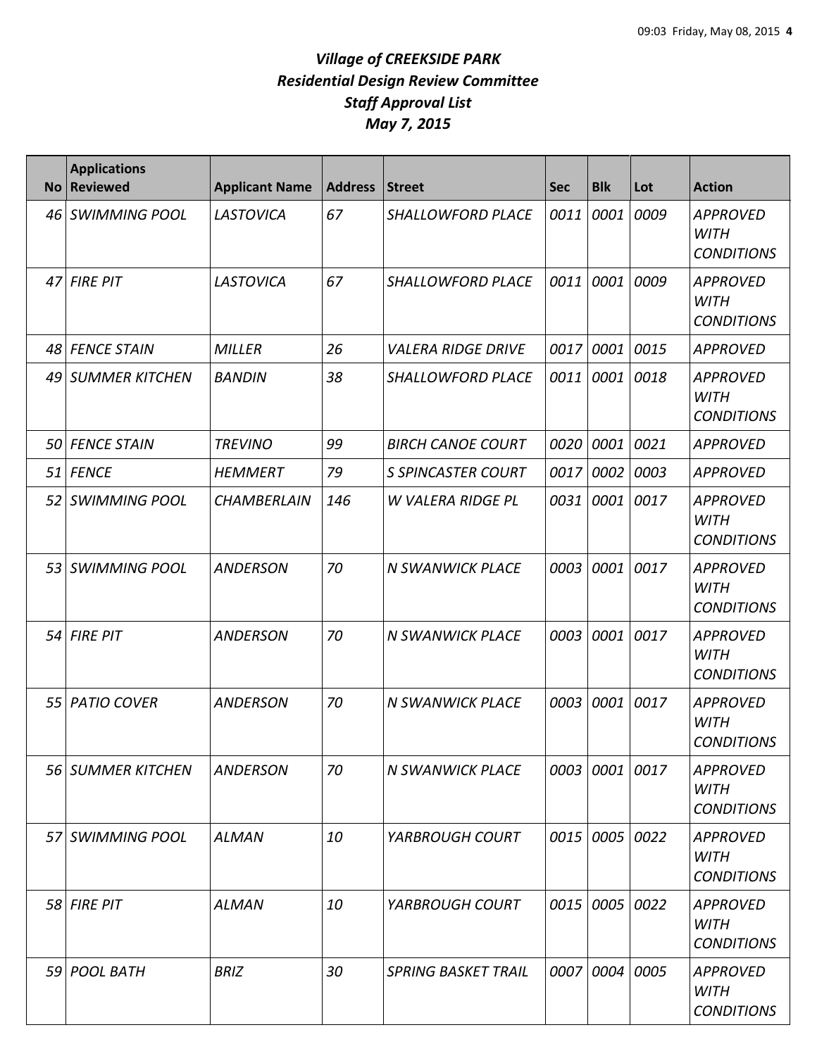# *Village of CREEKSIDE PARK*
## *Residential Design Review Committee*
## *Staff Approval List*
## *May 7, 2015*

| No | Applications Reviewed | Applicant Name | Address | Street | Sec | Blk | Lot | Action |
|---|---|---|---|---|---|---|---|---|
| 46 | SWIMMING POOL | LASTOVICA | 67 | SHALLOWFORD PLACE | 0011 | 0001 | 0009 | APPROVED WITH CONDITIONS |
| 47 | FIRE PIT | LASTOVICA | 67 | SHALLOWFORD PLACE | 0011 | 0001 | 0009 | APPROVED WITH CONDITIONS |
| 48 | FENCE STAIN | MILLER | 26 | VALERA RIDGE DRIVE | 0017 | 0001 | 0015 | APPROVED |
| 49 | SUMMER KITCHEN | BANDIN | 38 | SHALLOWFORD PLACE | 0011 | 0001 | 0018 | APPROVED WITH CONDITIONS |
| 50 | FENCE STAIN | TREVINO | 99 | BIRCH CANOE COURT | 0020 | 0001 | 0021 | APPROVED |
| 51 | FENCE | HEMMERT | 79 | S SPINCASTER COURT | 0017 | 0002 | 0003 | APPROVED |
| 52 | SWIMMING POOL | CHAMBERLAIN | 146 | W VALERA RIDGE PL | 0031 | 0001 | 0017 | APPROVED WITH CONDITIONS |
| 53 | SWIMMING POOL | ANDERSON | 70 | N SWANWICK PLACE | 0003 | 0001 | 0017 | APPROVED WITH CONDITIONS |
| 54 | FIRE PIT | ANDERSON | 70 | N SWANWICK PLACE | 0003 | 0001 | 0017 | APPROVED WITH CONDITIONS |
| 55 | PATIO COVER | ANDERSON | 70 | N SWANWICK PLACE | 0003 | 0001 | 0017 | APPROVED WITH CONDITIONS |
| 56 | SUMMER KITCHEN | ANDERSON | 70 | N SWANWICK PLACE | 0003 | 0001 | 0017 | APPROVED WITH CONDITIONS |
| 57 | SWIMMING POOL | ALMAN | 10 | YARBROUGH COURT | 0015 | 0005 | 0022 | APPROVED WITH CONDITIONS |
| 58 | FIRE PIT | ALMAN | 10 | YARBROUGH COURT | 0015 | 0005 | 0022 | APPROVED WITH CONDITIONS |
| 59 | POOL BATH | BRIZ | 30 | SPRING BASKET TRAIL | 0007 | 0004 | 0005 | APPROVED WITH CONDITIONS |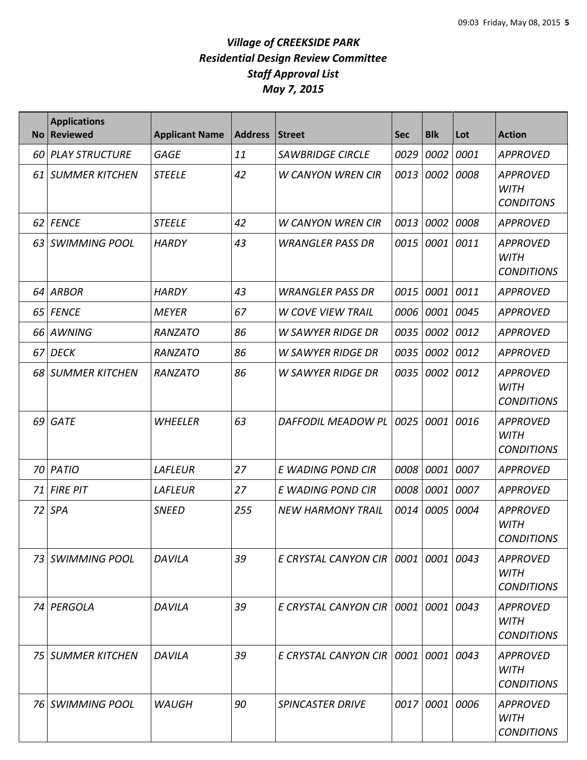# *Village of CREEKSIDE PARK*
## *Residential Design Review Committee*
## *Staff Approval List*
## *May 7, 2015*

| No | Applications Reviewed | Applicant Name | Address | Street | Sec | Blk | Lot | Action |
|---|---|---|---|---|---|---|---|---|
| 60 | PLAY STRUCTURE | GAGE | 11 | SAWBRIDGE CIRCLE | 0029 | 0002 | 0001 | APPROVED |
| 61 | SUMMER KITCHEN | STEELE | 42 | W CANYON WREN CIR | 0013 | 0002 | 0008 | APPROVED WITH CONDITONS |
| 62 | FENCE | STEELE | 42 | W CANYON WREN CIR | 0013 | 0002 | 0008 | APPROVED |
| 63 | SWIMMING POOL | HARDY | 43 | WRANGLER PASS DR | 0015 | 0001 | 0011 | APPROVED WITH CONDITIONS |
| 64 | ARBOR | HARDY | 43 | WRANGLER PASS DR | 0015 | 0001 | 0011 | APPROVED |
| 65 | FENCE | MEYER | 67 | W COVE VIEW TRAIL | 0006 | 0001 | 0045 | APPROVED |
| 66 | AWNING | RANZATO | 86 | W SAWYER RIDGE DR | 0035 | 0002 | 0012 | APPROVED |
| 67 | DECK | RANZATO | 86 | W SAWYER RIDGE DR | 0035 | 0002 | 0012 | APPROVED |
| 68 | SUMMER KITCHEN | RANZATO | 86 | W SAWYER RIDGE DR | 0035 | 0002 | 0012 | APPROVED WITH CONDITIONS |
| 69 | GATE | WHEELER | 63 | DAFFODIL MEADOW PL | 0025 | 0001 | 0016 | APPROVED WITH CONDITIONS |
| 70 | PATIO | LAFLEUR | 27 | E WADING POND CIR | 0008 | 0001 | 0007 | APPROVED |
| 71 | FIRE PIT | LAFLEUR | 27 | E WADING POND CIR | 0008 | 0001 | 0007 | APPROVED |
| 72 | SPA | SNEED | 255 | NEW HARMONY TRAIL | 0014 | 0005 | 0004 | APPROVED WITH CONDITIONS |
| 73 | SWIMMING POOL | DAVILA | 39 | E CRYSTAL CANYON CIR | 0001 | 0001 | 0043 | APPROVED WITH CONDITIONS |
| 74 | PERGOLA | DAVILA | 39 | E CRYSTAL CANYON CIR | 0001 | 0001 | 0043 | APPROVED WITH CONDITIONS |
| 75 | SUMMER KITCHEN | DAVILA | 39 | E CRYSTAL CANYON CIR | 0001 | 0001 | 0043 | APPROVED WITH CONDITIONS |
| 76 | SWIMMING POOL | WAUGH | 90 | SPINCASTER DRIVE | 0017 | 0001 | 0006 | APPROVED WITH CONDITIONS |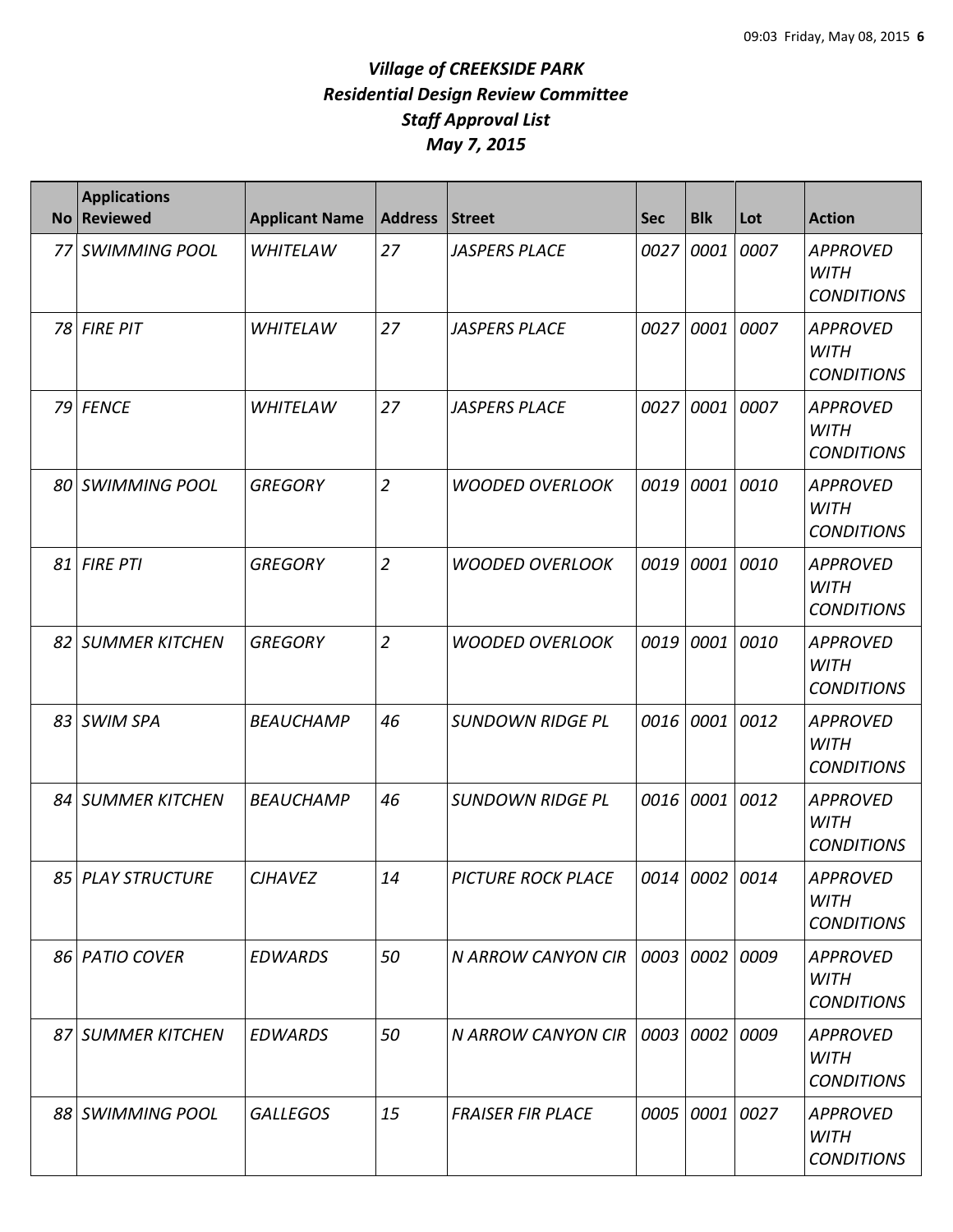# *Village of CREEKSIDE PARK*
# *Residential Design Review Committee*
# *Staff Approval List*
# *May 7, 2015*

| No | Applications Reviewed | Applicant Name | Address | Street | Sec | Blk | Lot | Action |
|---|---|---|---|---|---|---|---|---|
| 77 | *SWIMMING POOL* | *WHITELAW* | *27* | *JASPERS PLACE* | *0027* | *0001* | *0007* | *APPROVED WITH CONDITIONS* |
| 78 | *FIRE PIT* | *WHITELAW* | *27* | *JASPERS PLACE* | *0027* | *0001* | *0007* | *APPROVED WITH CONDITIONS* |
| 79 | *FENCE* | *WHITELAW* | *27* | *JASPERS PLACE* | *0027* | *0001* | *0007* | *APPROVED WITH CONDITIONS* |
| 80 | *SWIMMING POOL* | *GREGORY* | *2* | *WOODED OVERLOOK* | *0019* | *0001* | *0010* | *APPROVED WITH CONDITIONS* |
| 81 | *FIRE PTI* | *GREGORY* | *2* | *WOODED OVERLOOK* | *0019* | *0001* | *0010* | *APPROVED WITH CONDITIONS* |
| 82 | *SUMMER KITCHEN* | *GREGORY* | *2* | *WOODED OVERLOOK* | *0019* | *0001* | *0010* | *APPROVED WITH CONDITIONS* |
| 83 | *SWIM SPA* | *BEAUCHAMP* | *46* | *SUNDOWN RIDGE PL* | *0016* | *0001* | *0012* | *APPROVED WITH CONDITIONS* |
| 84 | *SUMMER KITCHEN* | *BEAUCHAMP* | *46* | *SUNDOWN RIDGE PL* | *0016* | *0001* | *0012* | *APPROVED WITH CONDITIONS* |
| 85 | *PLAY STRUCTURE* | *CJHAVEZ* | *14* | *PICTURE ROCK PLACE* | *0014* | *0002* | *0014* | *APPROVED WITH CONDITIONS* |
| 86 | *PATIO COVER* | *EDWARDS* | *50* | *N ARROW CANYON CIR* | *0003* | *0002* | *0009* | *APPROVED WITH CONDITIONS* |
| 87 | *SUMMER KITCHEN* | *EDWARDS* | *50* | *N ARROW CANYON CIR* | *0003* | *0002* | *0009* | *APPROVED WITH CONDITIONS* |
| 88 | *SWIMMING POOL* | *GALLEGOS* | *15* | *FRAISER FIR PLACE* | *0005* | *0001* | *0027* | *APPROVED WITH CONDITIONS* |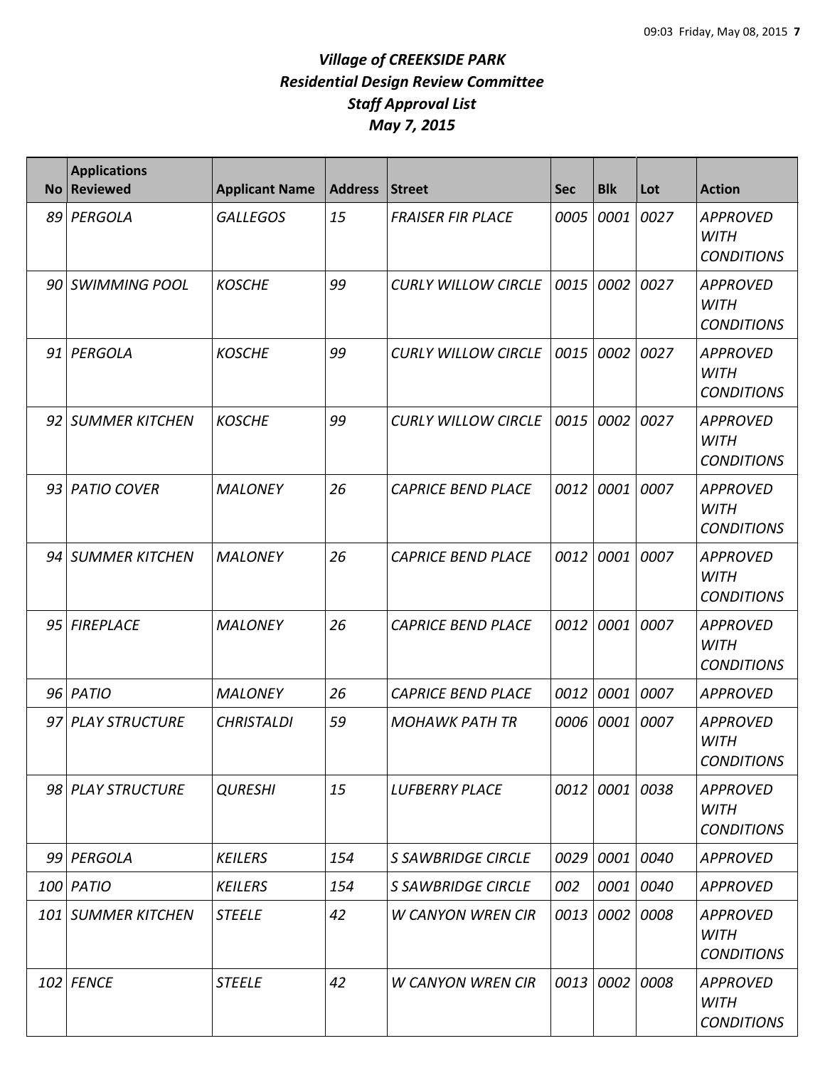# *Village of CREEKSIDE PARK*
## *Residential Design Review Committee*
## *Staff Approval List*
## *May 7, 2015*

| No | Applications Reviewed | Applicant Name | Address | Street | Sec | Blk | Lot | Action |
|---|---|---|---|---|---|---|---|---|
| 89 | *PERGOLA* | *GALLEGOS* | *15* | *FRAISER FIR PLACE* | *0005* | *0001* | *0027* | *APPROVED WITH CONDITIONS* |
| 90 | *SWIMMING POOL* | *KOSCHE* | *99* | *CURLY WILLOW CIRCLE* | *0015* | *0002* | *0027* | *APPROVED WITH CONDITIONS* |
| 91 | *PERGOLA* | *KOSCHE* | *99* | *CURLY WILLOW CIRCLE* | *0015* | *0002* | *0027* | *APPROVED WITH CONDITIONS* |
| 92 | *SUMMER KITCHEN* | *KOSCHE* | *99* | *CURLY WILLOW CIRCLE* | *0015* | *0002* | *0027* | *APPROVED WITH CONDITIONS* |
| 93 | *PATIO COVER* | *MALONEY* | *26* | *CAPRICE BEND PLACE* | *0012* | *0001* | *0007* | *APPROVED WITH CONDITIONS* |
| 94 | *SUMMER KITCHEN* | *MALONEY* | *26* | *CAPRICE BEND PLACE* | *0012* | *0001* | *0007* | *APPROVED WITH CONDITIONS* |
| 95 | *FIREPLACE* | *MALONEY* | *26* | *CAPRICE BEND PLACE* | *0012* | *0001* | *0007* | *APPROVED WITH CONDITIONS* |
| 96 | *PATIO* | *MALONEY* | *26* | *CAPRICE BEND PLACE* | *0012* | *0001* | *0007* | *APPROVED* |
| 97 | *PLAY STRUCTURE* | *CHRISTALDI* | *59* | *MOHAWK PATH TR* | *0006* | *0001* | *0007* | *APPROVED WITH CONDITIONS* |
| 98 | *PLAY STRUCTURE* | *QURESHI* | *15* | *LUFBERRY PLACE* | *0012* | *0001* | *0038* | *APPROVED WITH CONDITIONS* |
| 99 | *PERGOLA* | *KEILERS* | *154* | *S SAWBRIDGE CIRCLE* | *0029* | *0001* | *0040* | *APPROVED* |
| 100 | *PATIO* | *KEILERS* | *154* | *S SAWBRIDGE CIRCLE* | *002* | *0001* | *0040* | *APPROVED* |
| 101 | *SUMMER KITCHEN* | *STEELE* | *42* | *W CANYON WREN CIR* | *0013* | *0002* | *0008* | *APPROVED WITH CONDITIONS* |
| 102 | *FENCE* | *STEELE* | *42* | *W CANYON WREN CIR* | *0013* | *0002* | *0008* | *APPROVED WITH CONDITIONS* |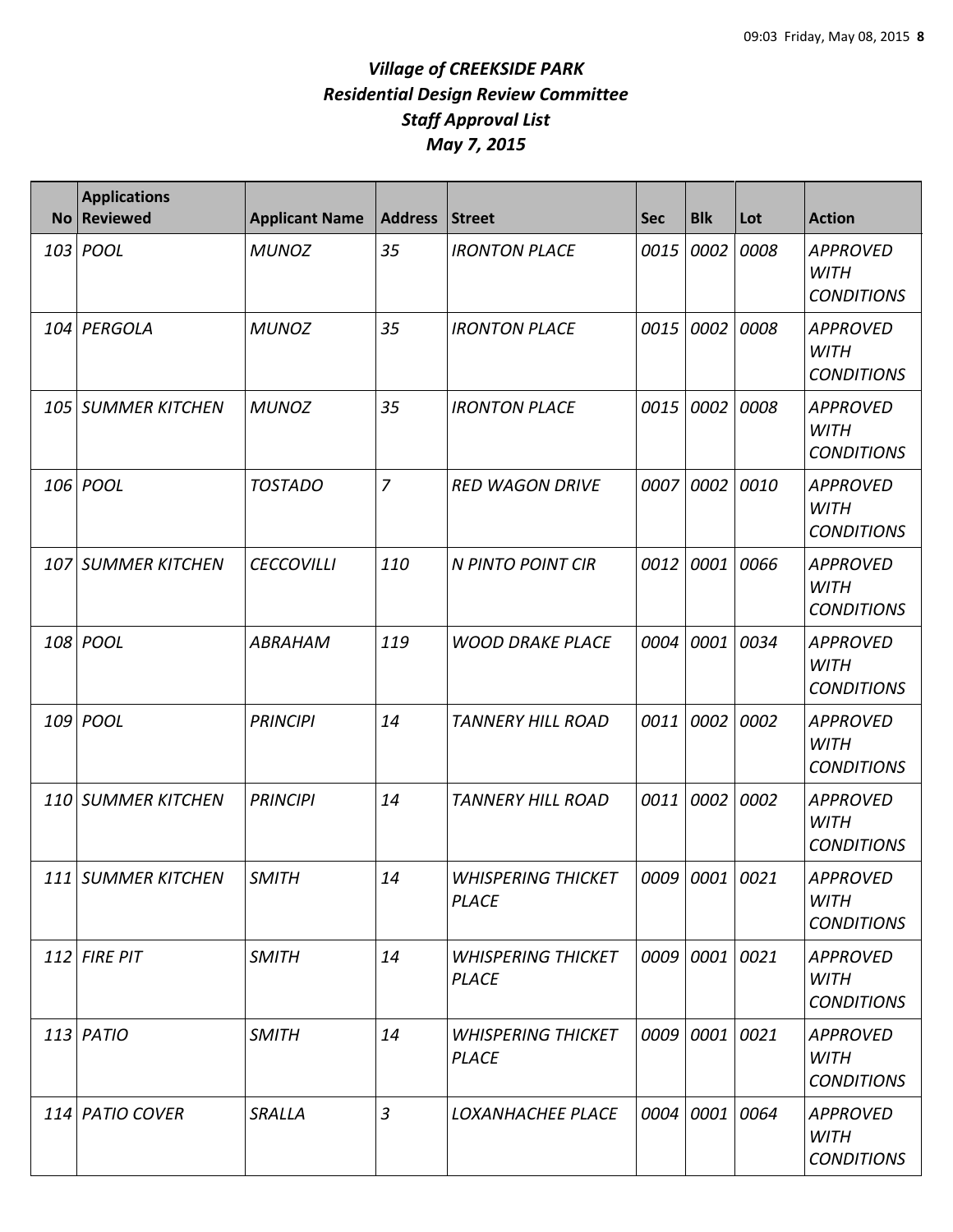# *Village of CREEKSIDE PARK*
## *Residential Design Review Committee*
## *Staff Approval List*
## *May 7, 2015*

| No | Applications Reviewed | Applicant Name | Address | Street | Sec | Blk | Lot | Action |
|---|---|---|---|---|---|---|---|---|
| *103* | *POOL* | *MUNOZ* | *35* | *IRONTON PLACE* | *0015* | *0002* | *0008* | *APPROVED WITH CONDITIONS* |
| *104* | *PERGOLA* | *MUNOZ* | *35* | *IRONTON PLACE* | *0015* | *0002* | *0008* | *APPROVED WITH CONDITIONS* |
| *105* | *SUMMER KITCHEN* | *MUNOZ* | *35* | *IRONTON PLACE* | *0015* | *0002* | *0008* | *APPROVED WITH CONDITIONS* |
| *106* | *POOL* | *TOSTADO* | *7* | *RED WAGON DRIVE* | *0007* | *0002* | *0010* | *APPROVED WITH CONDITIONS* |
| *107* | *SUMMER KITCHEN* | *CECCOVILLI* | *110* | *N PINTO POINT CIR* | *0012* | *0001* | *0066* | *APPROVED WITH CONDITIONS* |
| *108* | *POOL* | *ABRAHAM* | *119* | *WOOD DRAKE PLACE* | *0004* | *0001* | *0034* | *APPROVED WITH CONDITIONS* |
| *109* | *POOL* | *PRINCIPI* | *14* | *TANNERY HILL ROAD* | *0011* | *0002* | *0002* | *APPROVED WITH CONDITIONS* |
| *110* | *SUMMER KITCHEN* | *PRINCIPI* | *14* | *TANNERY HILL ROAD* | *0011* | *0002* | *0002* | *APPROVED WITH CONDITIONS* |
| *111* | *SUMMER KITCHEN* | *SMITH* | *14* | *WHISPERING THICKET PLACE* | *0009* | *0001* | *0021* | *APPROVED WITH CONDITIONS* |
| *112* | *FIRE PIT* | *SMITH* | *14* | *WHISPERING THICKET PLACE* | *0009* | *0001* | *0021* | *APPROVED WITH CONDITIONS* |
| *113* | *PATIO* | *SMITH* | *14* | *WHISPERING THICKET PLACE* | *0009* | *0001* | *0021* | *APPROVED WITH CONDITIONS* |
| *114* | *PATIO COVER* | *SRALLA* | *3* | *LOXANHACHEE PLACE* | *0004* | *0001* | *0064* | *APPROVED WITH CONDITIONS* |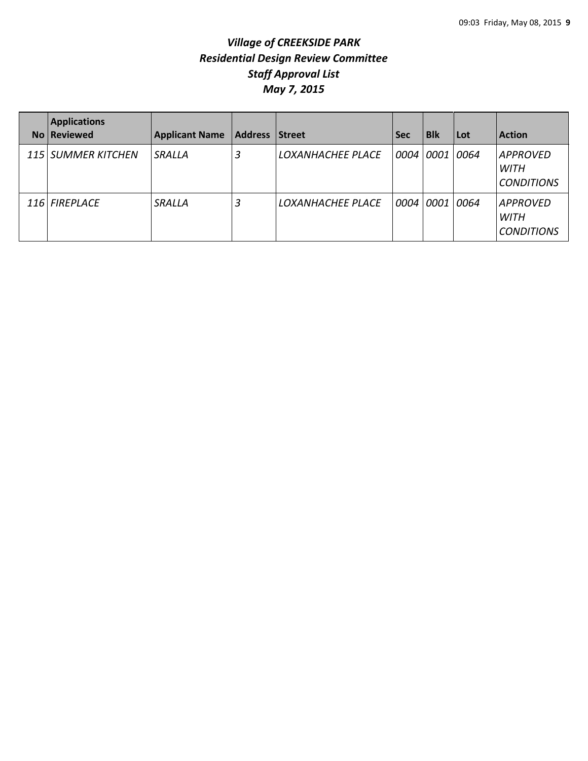# *Village of CREEKSIDE PARK*
## *Residential Design Review Committee*
## *Staff Approval List*
## *May 7, 2015*

| No | Applications Reviewed | Applicant Name | Address | Street | Sec | Blk | Lot | Action |
|---|---|---|---|---|---|---|---|---|
| *115* | *SUMMER KITCHEN* | *SRALLA* | *3* | *LOXANHACHEE PLACE* | *0004* | *0001* | *0064* | *APPROVED WITH CONDITIONS* |
| *116* | *FIREPLACE* | *SRALLA* | *3* | *LOXANHACHEE PLACE* | *0004* | *0001* | *0064* | *APPROVED WITH CONDITIONS* |